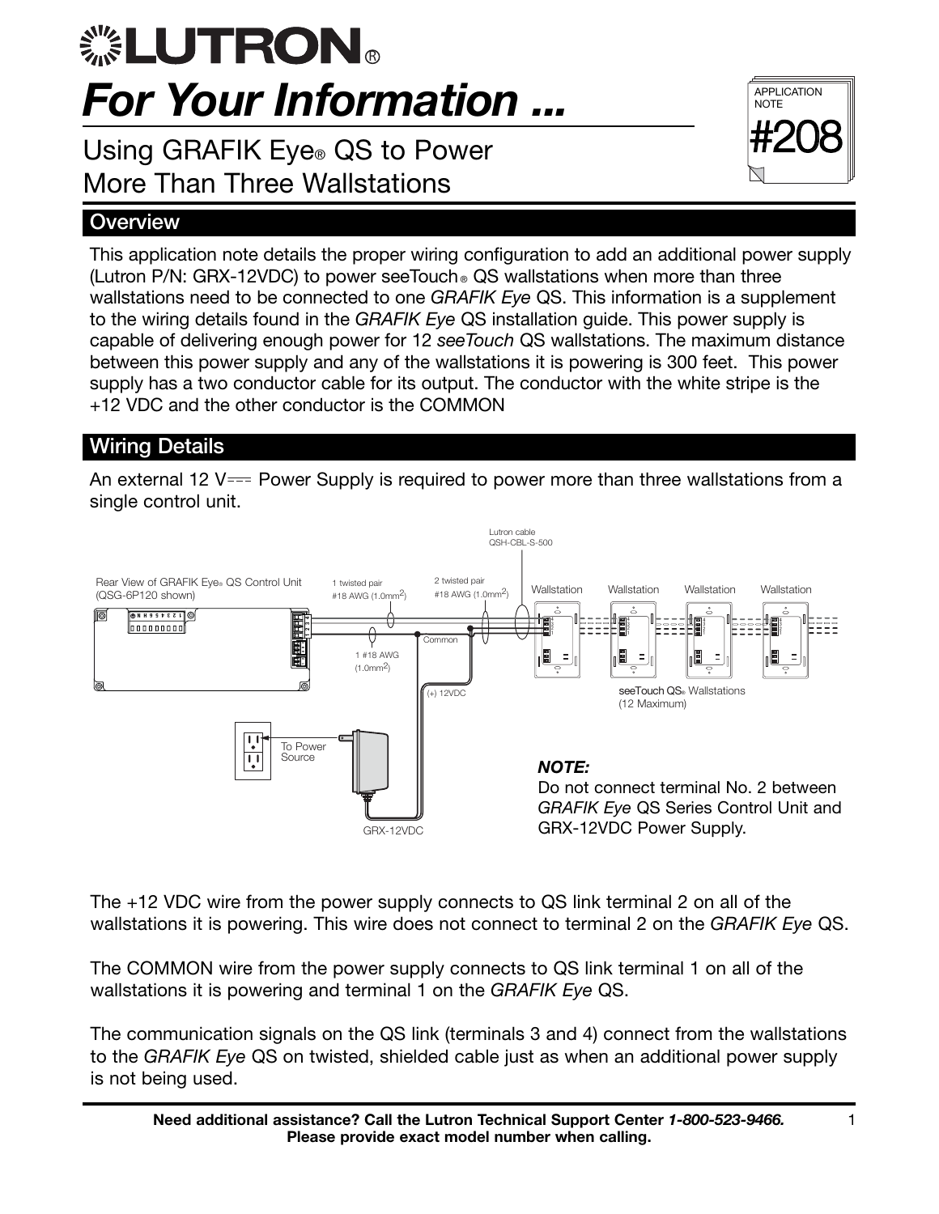# LUTRON®

# *For Your Information ...*

## Using GRAFIK Eye® QS to Power More Than Three Wallstations

APPLICATION NOTE **#208**

## Overview

This application note details the proper wiring configuration to add an additional power supply (Lutron P/N: GRX-12VDC) to power seeTouch® QS wallstations when more than three wallstations need to be connected to one *GRAFIK Eye* QS. This information is a supplement to the wiring details found in the *GRAFIK Eye* QS installation guide. This power supply is capable of delivering enough power for 12 *seeTouch* QS wallstations. The maximum distance between this power supply and any of the wallstations it is powering is 300 feet. This power supply has a two conductor cable for its output. The conductor with the white stripe is the +12 VDC and the other conductor is the COMMON

## Wiring Details

An external 12 V⎓ Power Supply is required to power more than three wallstations from a single control unit.

Rear View of GRAFIK Eye® QS Control Unit (QSG-6P120 shown)

1 twisted pair #18 AWG ($1.0 mm^2$)

2 twisted pair #18 AWG ($1.0 mm^2$)

Lutron cable QSH-CBL-S-500

Wallstation Wallstation Wallstation Wallstation

1 #18 AWG ($1.0 mm^2$)

Common

(+) 12VDC

seeTouch QS® Wallstations (12 Maximum)

To Power Source

GRX-12VDC

***NOTE:***
Do not connect terminal No. 2 between *GRAFIK Eye* QS Series Control Unit and GRX-12VDC Power Supply.

The +12 VDC wire from the power supply connects to QS link terminal 2 on all of the wallstations it is powering. This wire does not connect to terminal 2 on the *GRAFIK Eye* QS.

The COMMON wire from the power supply connects to QS link terminal 1 on all of the wallstations it is powering and terminal 1 on the *GRAFIK Eye* QS.

The communication signals on the QS link (terminals 3 and 4) connect from the wallstations to the *GRAFIK Eye* QS on twisted, shielded cable just as when an additional power supply is not being used.

**Need additional assistance? Call the Lutron Technical Support Center *1-800-523-9466.***
**Please provide exact model number when calling.**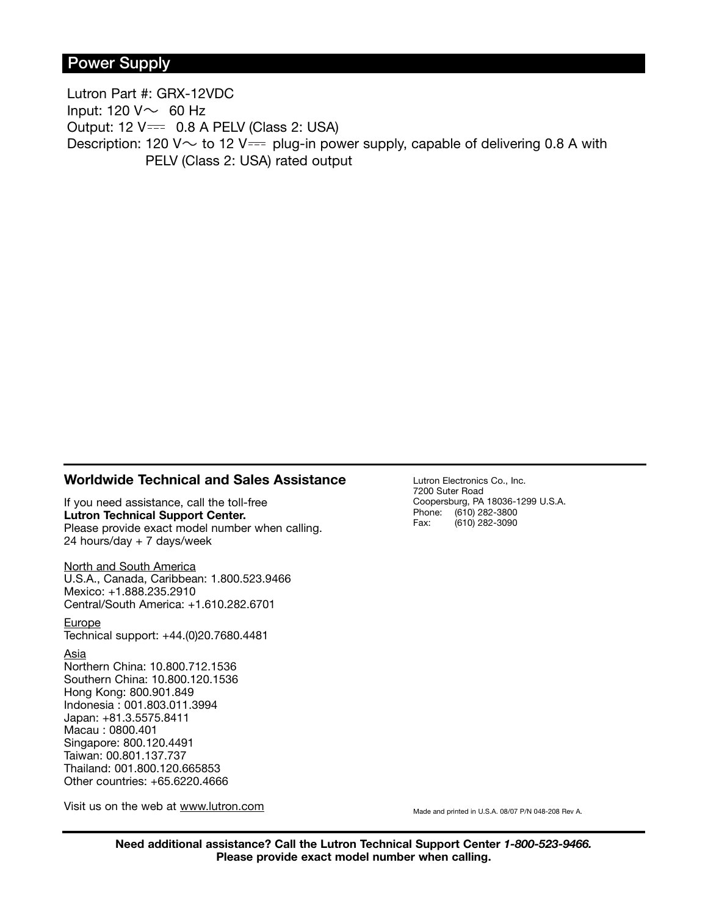## Power Supply

Lutron Part #: GRX-12VDC
Input: 120 V～ 60 Hz
Output: 12 V⎓ 0.8 A PELV (Class 2: USA)
Description: 120 V～ to 12 V⎓ plug-in power supply, capable of delivering 0.8 A with PELV (Class 2: USA) rated output

### Worldwide Technical and Sales Assistance

If you need assistance, call the toll-free
**Lutron Technical Support Center.**
Please provide exact model number when calling.
24 hours/day + 7 days/week

North and South America
U.S.A., Canada, Caribbean: 1.800.523.9466
Mexico: +1.888.235.2910
Central/South America: +1.610.282.6701

Europe
Technical support: +44.(0)20.7680.4481

Asia
Northern China: 10.800.712.1536
Southern China: 10.800.120.1536
Hong Kong: 800.901.849
Indonesia : 001.803.011.3994
Japan: +81.3.5575.8411
Macau : 0800.401
Singapore: 800.120.4491
Taiwan: 00.801.137.737
Thailand: 001.800.120.665853
Other countries: +65.6220.4666

Visit us on the web at www.lutron.com

Lutron Electronics Co., Inc.
7200 Suter Road
Coopersburg, PA 18036-1299 U.S.A.
Phone: (610) 282-3800
Fax: (610) 282-3090

Made and printed in U.S.A. 08/07 P/N 048-208 Rev A.

**Need additional assistance? Call the Lutron Technical Support Center *1-800-523-9466.***
**Please provide exact model number when calling.**